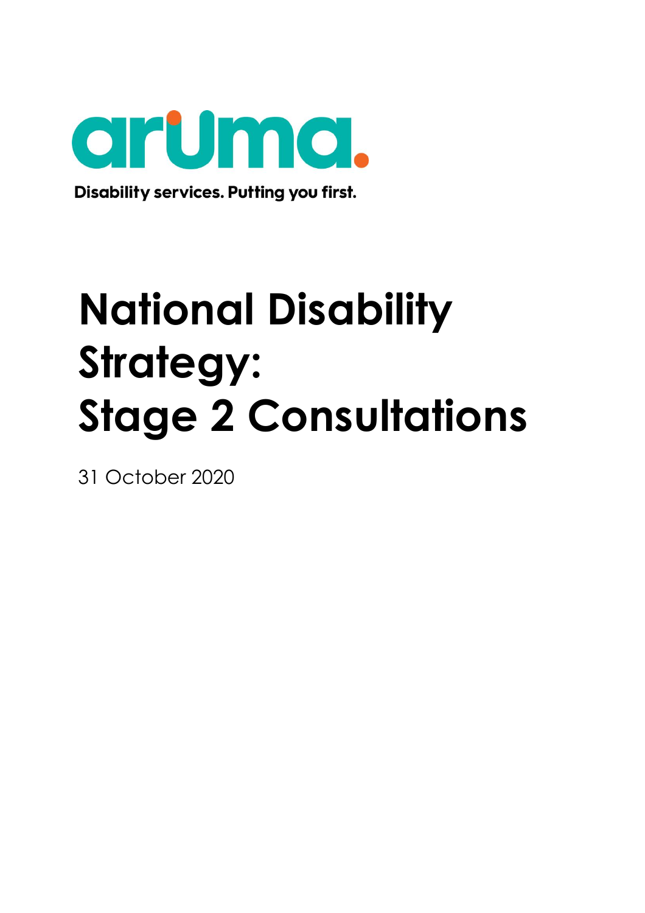aruma.

Disability services. Putting you first.

# National Disability Strategy: Stage 2 Consultations

31 October 2020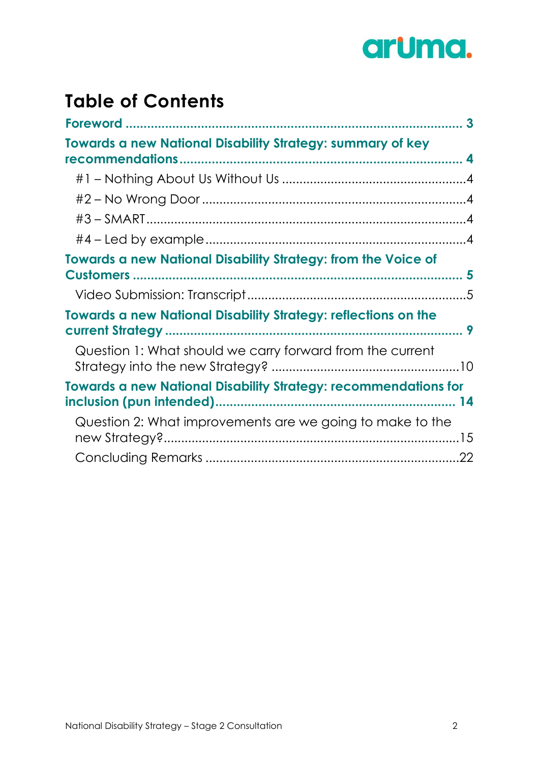# Table of Contents

**Foreword** .......... 3

**Towards a new National Disability Strategy: summary of key recommendations** .......... 4

- #1 – Nothing About Us Without Us .......... 4
- #2 – No Wrong Door .......... 4
- #3 – SMART .......... 4
- #4 – Led by example .......... 4

**Towards a new National Disability Strategy: from the Voice of Customers** .......... 5

- Video Submission: Transcript .......... 5

**Towards a new National Disability Strategy: reflections on the current Strategy** .......... 9

- Question 1: What should we carry forward from the current Strategy into the new Strategy? .......... 10

**Towards a new National Disability Strategy: recommendations for inclusion (pun intended)** .......... 14

- Question 2: What improvements are we going to make to the new Strategy? .......... 15
- Concluding Remarks .......... 22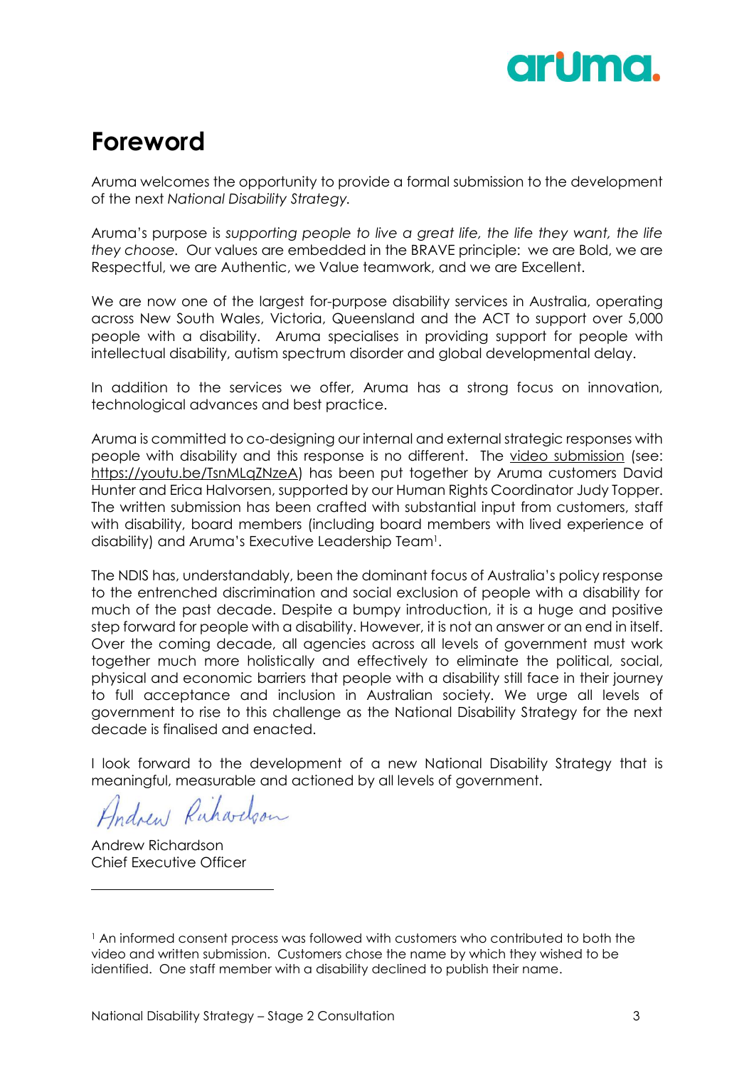# Foreword

Aruma welcomes the opportunity to provide a formal submission to the development of the next *National Disability Strategy.*

Aruma's purpose is *supporting people to live a great life, the life they want, the life they choose.* Our values are embedded in the BRAVE principle: we are Bold, we are Respectful, we are Authentic, we Value teamwork, and we are Excellent.

We are now one of the largest for-purpose disability services in Australia, operating across New South Wales, Victoria, Queensland and the ACT to support over 5,000 people with a disability. Aruma specialises in providing support for people with intellectual disability, autism spectrum disorder and global developmental delay.

In addition to the services we offer, Aruma has a strong focus on innovation, technological advances and best practice.

Aruma is committed to co-designing our internal and external strategic responses with people with disability and this response is no different. The video submission (see: https://youtu.be/TsnMLqZNzeA) has been put together by Aruma customers David Hunter and Erica Halvorsen, supported by our Human Rights Coordinator Judy Topper. The written submission has been crafted with substantial input from customers, staff with disability, board members (including board members with lived experience of disability) and Aruma's Executive Leadership Team[1].

The NDIS has, understandably, been the dominant focus of Australia's policy response to the entrenched discrimination and social exclusion of people with a disability for much of the past decade. Despite a bumpy introduction, it is a huge and positive step forward for people with a disability. However, it is not an answer or an end in itself. Over the coming decade, all agencies across all levels of government must work together much more holistically and effectively to eliminate the political, social, physical and economic barriers that people with a disability still face in their journey to full acceptance and inclusion in Australian society. We urge all levels of government to rise to this challenge as the National Disability Strategy for the next decade is finalised and enacted.

I look forward to the development of a new National Disability Strategy that is meaningful, measurable and actioned by all levels of government.

Andrew Richardson
Chief Executive Officer

---

[1] An informed consent process was followed with customers who contributed to both the video and written submission. Customers chose the name by which they wished to be identified. One staff member with a disability declined to publish their name.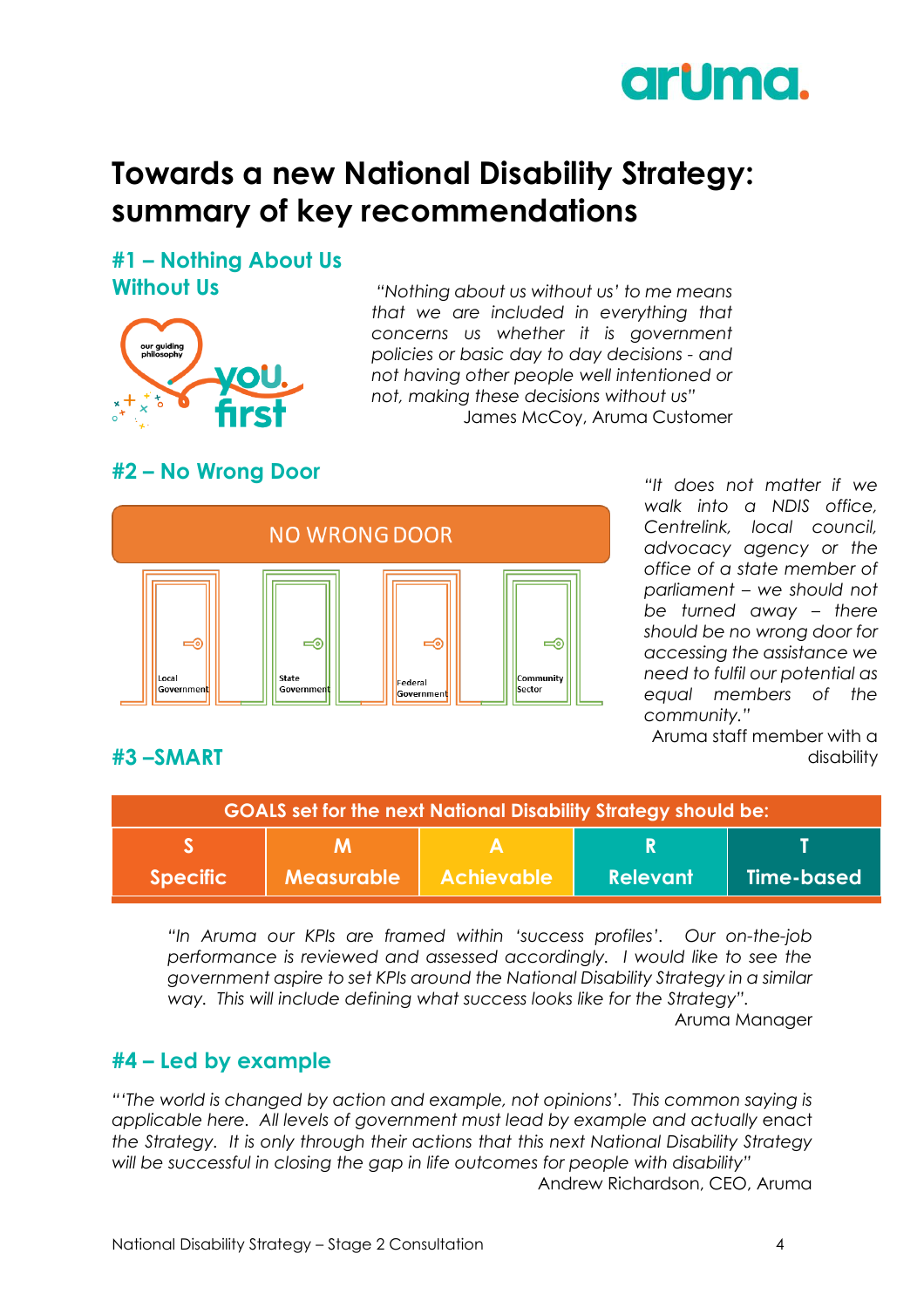# Towards a new National Disability Strategy: summary of key recommendations

## #1 – Nothing About Us Without Us

*"Nothing about us without us' to me means that we are included in everything that concerns us whether it is government policies or basic day to day decisions - and not having other people well intentioned or not, making these decisions without us"*

James McCoy, Aruma Customer

## #2 – No Wrong Door

NO WRONG DOOR

Local Government | State Government | Federal Government | Community Sector

*"It does not matter if we walk into a NDIS office, Centrelink, local council, advocacy agency or the office of a state member of parliament – we should not be turned away – there should be no wrong door for accessing the assistance we need to fulfil our potential as equal members of the community."*

Aruma staff member with a disability

## #3 –SMART

| GOALS set for the next National Disability Strategy should be: | | | | |
|---|---|---|---|---|
| **S** Specific | **M** Measurable | **A** Achievable | **R** Relevant | **T** Time-based |

*"In Aruma our KPIs are framed within 'success profiles'. Our on-the-job performance is reviewed and assessed accordingly. I would like to see the government aspire to set KPIs around the National Disability Strategy in a similar way. This will include defining what success looks like for the Strategy".*

Aruma Manager

## #4 – Led by example

*"'The world is changed by action and example, not opinions'. This common saying is applicable here. All levels of government must lead by example and actually enact the Strategy. It is only through their actions that this next National Disability Strategy will be successful in closing the gap in life outcomes for people with disability"*

Andrew Richardson, CEO, Aruma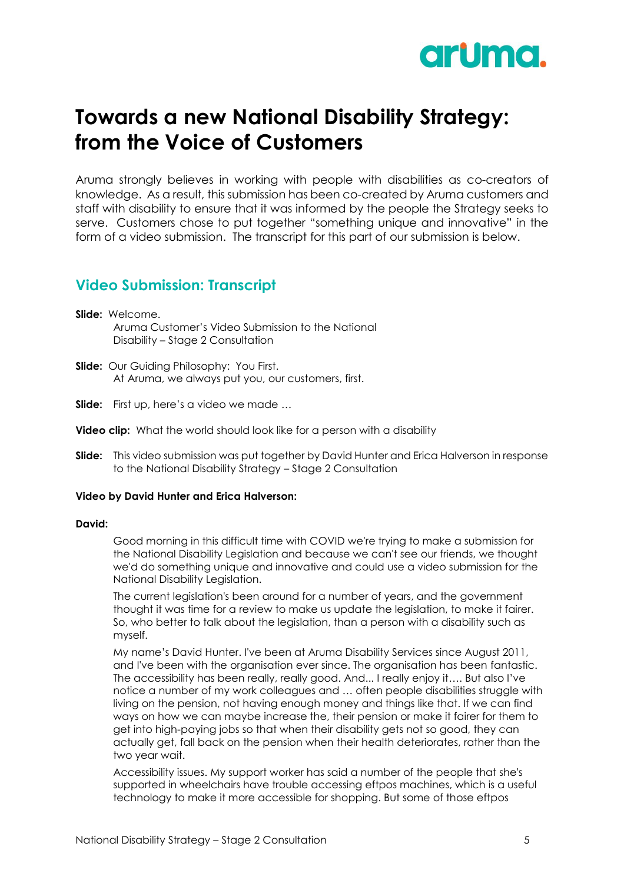# Towards a new National Disability Strategy: from the Voice of Customers

Aruma strongly believes in working with people with disabilities as co-creators of knowledge. As a result, this submission has been co-created by Aruma customers and staff with disability to ensure that it was informed by the people the Strategy seeks to serve. Customers chose to put together "something unique and innovative" in the form of a video submission. The transcript for this part of our submission is below.

## Video Submission: Transcript

**Slide:** Welcome.
Aruma Customer's Video Submission to the National Disability – Stage 2 Consultation

**Slide:** Our Guiding Philosophy: You First.
At Aruma, we always put you, our customers, first.

**Slide:** First up, here's a video we made …

**Video clip:** What the world should look like for a person with a disability

**Slide:** This video submission was put together by David Hunter and Erica Halverson in response to the National Disability Strategy – Stage 2 Consultation

**Video by David Hunter and Erica Halverson:**

**David:**

Good morning in this difficult time with COVID we're trying to make a submission for the National Disability Legislation and because we can't see our friends, we thought we'd do something unique and innovative and could use a video submission for the National Disability Legislation.

The current legislation's been around for a number of years, and the government thought it was time for a review to make us update the legislation, to make it fairer. So, who better to talk about the legislation, than a person with a disability such as myself.

My name's David Hunter. I've been at Aruma Disability Services since August 2011, and I've been with the organisation ever since. The organisation has been fantastic. The accessibility has been really, really good. And... I really enjoy it…. But also I've notice a number of my work colleagues and … often people disabilities struggle with living on the pension, not having enough money and things like that. If we can find ways on how we can maybe increase the, their pension or make it fairer for them to get into high-paying jobs so that when their disability gets not so good, they can actually get, fall back on the pension when their health deteriorates, rather than the two year wait.

Accessibility issues. My support worker has said a number of the people that she's supported in wheelchairs have trouble accessing eftpos machines, which is a useful technology to make it more accessible for shopping. But some of those eftpos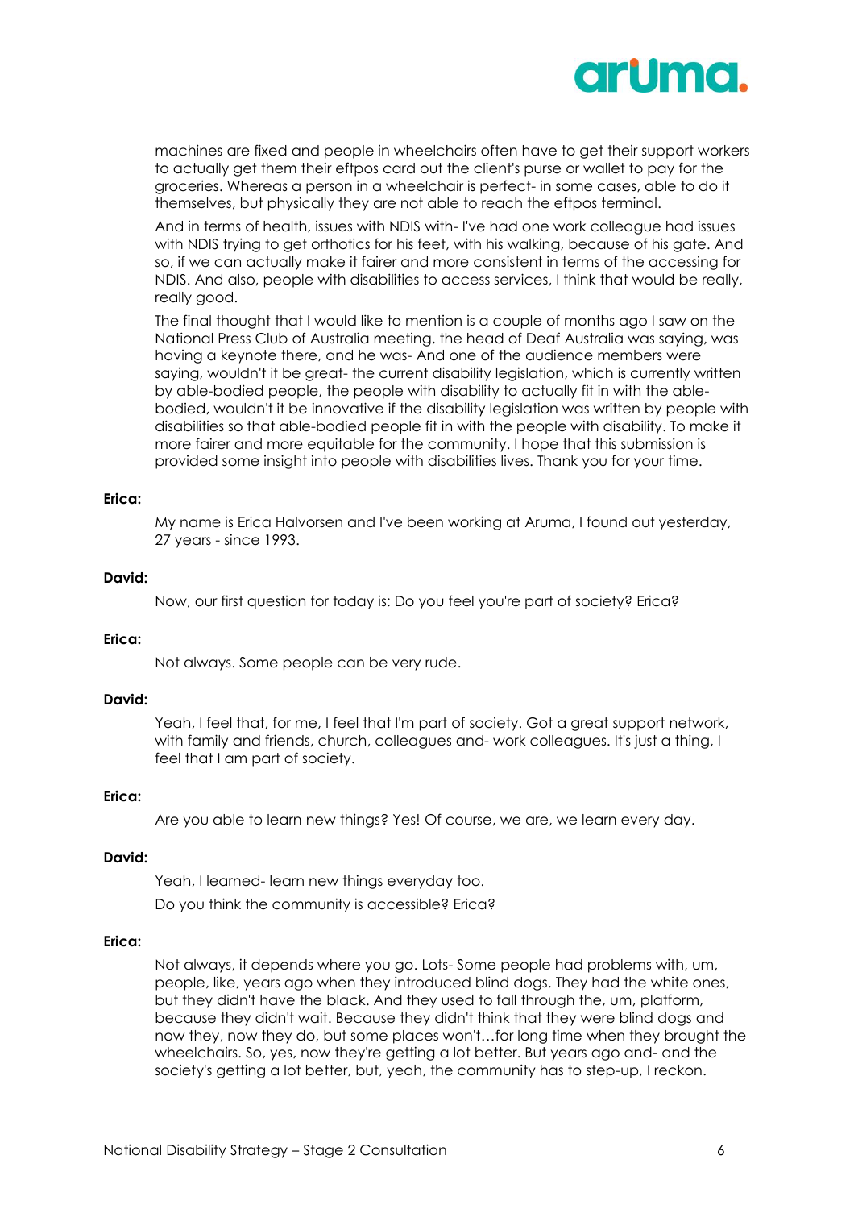machines are fixed and people in wheelchairs often have to get their support workers to actually get them their eftpos card out the client's purse or wallet to pay for the groceries. Whereas a person in a wheelchair is perfect- in some cases, able to do it themselves, but physically they are not able to reach the eftpos terminal.

And in terms of health, issues with NDIS with- I've had one work colleague had issues with NDIS trying to get orthotics for his feet, with his walking, because of his gate. And so, if we can actually make it fairer and more consistent in terms of the accessing for NDIS. And also, people with disabilities to access services, I think that would be really, really good.

The final thought that I would like to mention is a couple of months ago I saw on the National Press Club of Australia meeting, the head of Deaf Australia was saying, was having a keynote there, and he was- And one of the audience members were saying, wouldn't it be great- the current disability legislation, which is currently written by able-bodied people, the people with disability to actually fit in with the able-bodied, wouldn't it be innovative if the disability legislation was written by people with disabilities so that able-bodied people fit in with the people with disability. To make it more fairer and more equitable for the community. I hope that this submission is provided some insight into people with disabilities lives. Thank you for your time.

**Erica:**

My name is Erica Halvorsen and I've been working at Aruma, I found out yesterday, 27 years - since 1993.

**David:**

Now, our first question for today is: Do you feel you're part of society? Erica?

**Erica:**

Not always. Some people can be very rude.

**David:**

Yeah, I feel that, for me, I feel that I'm part of society. Got a great support network, with family and friends, church, colleagues and- work colleagues. It's just a thing, I feel that I am part of society.

**Erica:**

Are you able to learn new things? Yes! Of course, we are, we learn every day.

**David:**

Yeah, I learned- learn new things everyday too.

Do you think the community is accessible? Erica?

**Erica:**

Not always, it depends where you go. Lots- Some people had problems with, um, people, like, years ago when they introduced blind dogs. They had the white ones, but they didn't have the black. And they used to fall through the, um, platform, because they didn't wait. Because they didn't think that they were blind dogs and now they, now they do, but some places won't…for long time when they brought the wheelchairs. So, yes, now they're getting a lot better. But years ago and- and the society's getting a lot better, but, yeah, the community has to step-up, I reckon.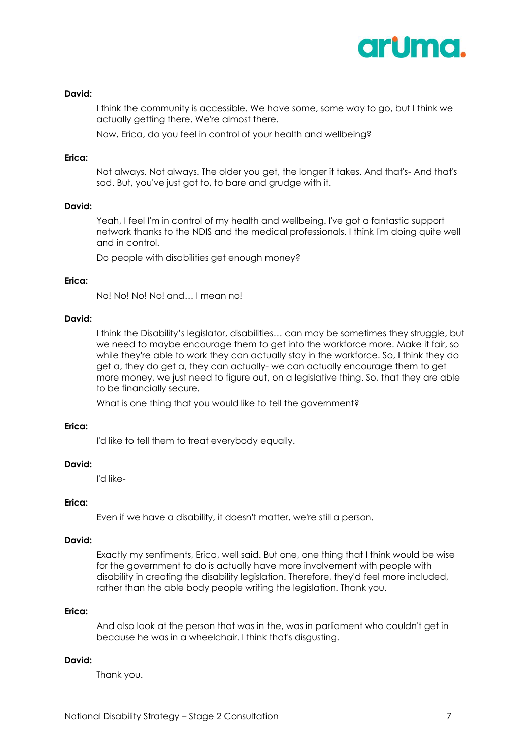**David:**

I think the community is accessible. We have some, some way to go, but I think we actually getting there. We're almost there.

Now, Erica, do you feel in control of your health and wellbeing?

**Erica:**

Not always. Not always. The older you get, the longer it takes. And that's- And that's sad. But, you've just got to, to bare and grudge with it.

**David:**

Yeah, I feel I'm in control of my health and wellbeing. I've got a fantastic support network thanks to the NDIS and the medical professionals. I think I'm doing quite well and in control.

Do people with disabilities get enough money?

**Erica:**

No! No! No! No! and… I mean no!

**David:**

I think the Disability's legislator, disabilities… can may be sometimes they struggle, but we need to maybe encourage them to get into the workforce more. Make it fair, so while they're able to work they can actually stay in the workforce. So, I think they do get a, they do get a, they can actually- we can actually encourage them to get more money, we just need to figure out, on a legislative thing. So, that they are able to be financially secure.

What is one thing that you would like to tell the government?

**Erica:**

I'd like to tell them to treat everybody equally.

**David:**

I'd like-

**Erica:**

Even if we have a disability, it doesn't matter, we're still a person.

**David:**

Exactly my sentiments, Erica, well said. But one, one thing that I think would be wise for the government to do is actually have more involvement with people with disability in creating the disability legislation. Therefore, they'd feel more included, rather than the able body people writing the legislation. Thank you.

**Erica:**

And also look at the person that was in the, was in parliament who couldn't get in because he was in a wheelchair. I think that's disgusting.

**David:**

Thank you.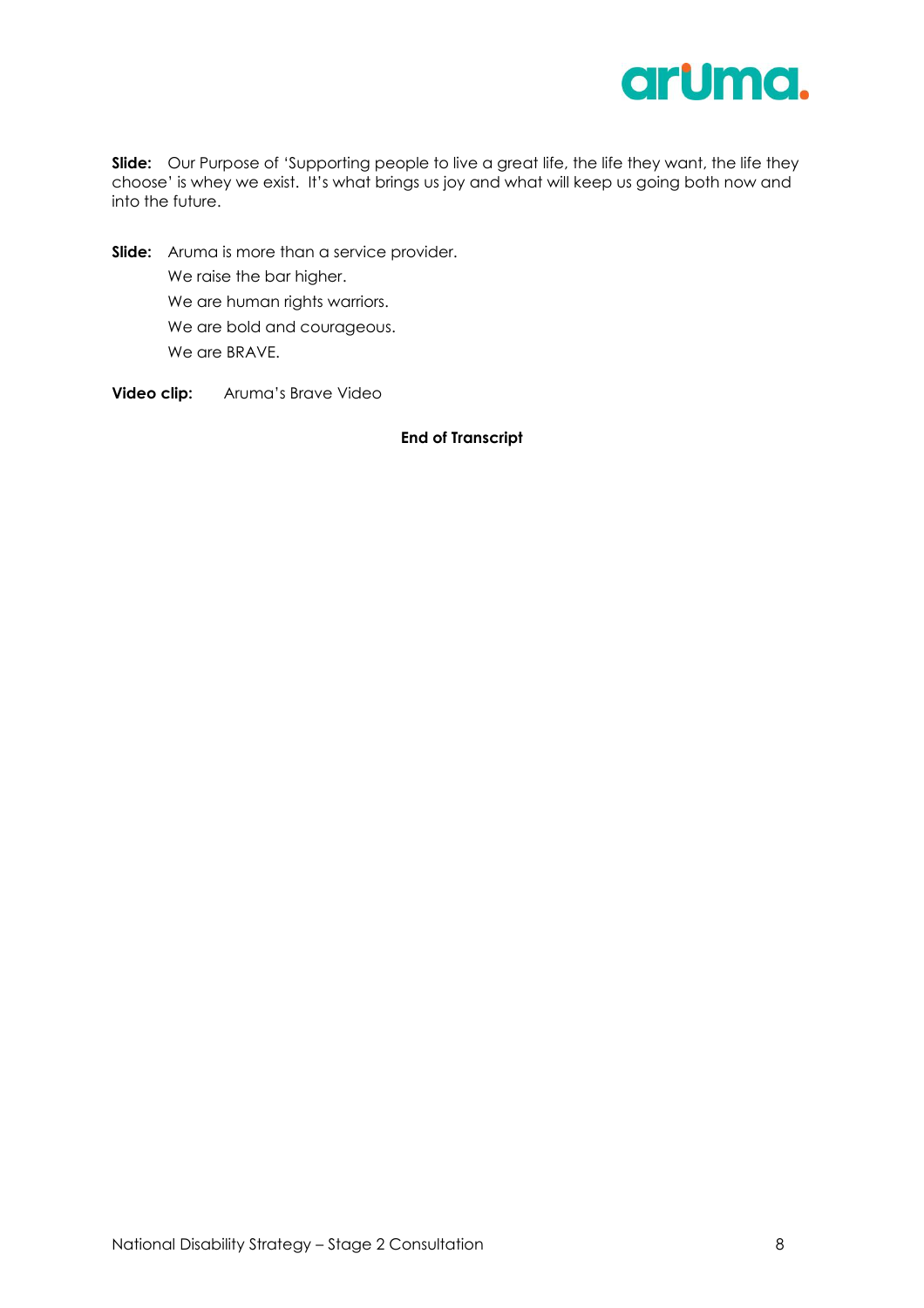**Slide:** Our Purpose of 'Supporting people to live a great life, the life they want, the life they choose' is whey we exist. It's what brings us joy and what will keep us going both now and into the future.

**Slide:** Aruma is more than a service provider.

We raise the bar higher.

We are human rights warriors.

We are bold and courageous.

We are BRAVE.

**Video clip:** Aruma's Brave Video

**End of Transcript**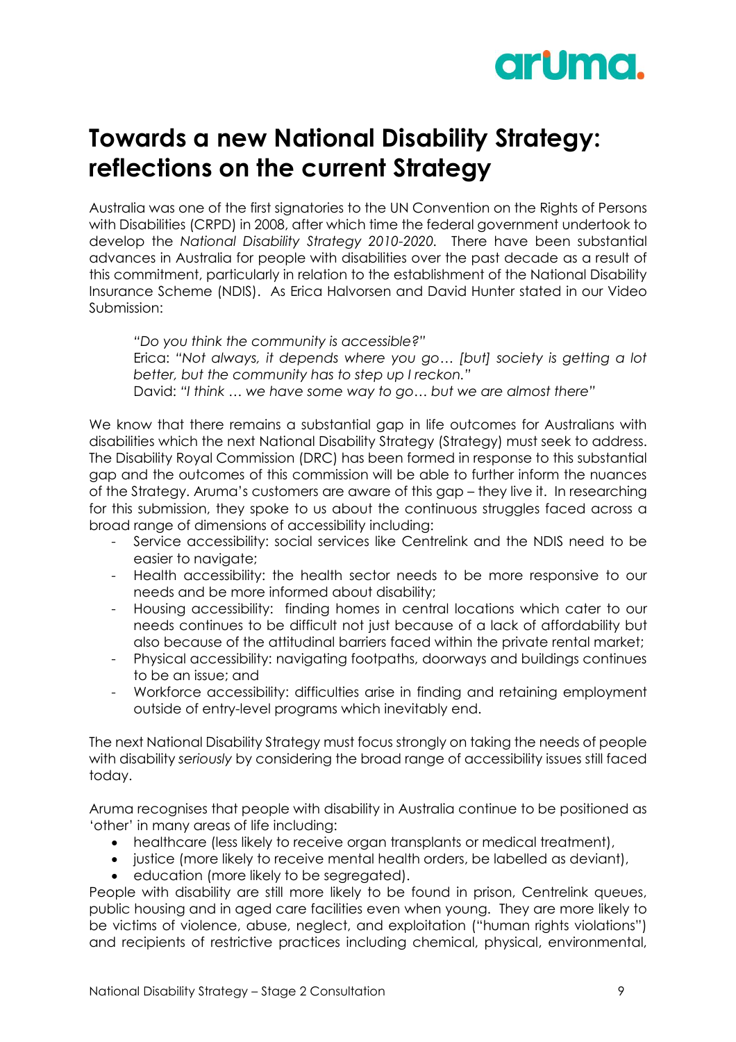# Towards a new National Disability Strategy: reflections on the current Strategy

Australia was one of the first signatories to the UN Convention on the Rights of Persons with Disabilities (CRPD) in 2008, after which time the federal government undertook to develop the *National Disability Strategy 2010-2020*. There have been substantial advances in Australia for people with disabilities over the past decade as a result of this commitment, particularly in relation to the establishment of the National Disability Insurance Scheme (NDIS). As Erica Halvorsen and David Hunter stated in our Video Submission:

> *"Do you think the community is accessible?"*
> Erica: *"Not always, it depends where you go… [but] society is getting a lot better, but the community has to step up I reckon."*
> David: *"I think … we have some way to go… but we are almost there"*

We know that there remains a substantial gap in life outcomes for Australians with disabilities which the next National Disability Strategy (Strategy) must seek to address. The Disability Royal Commission (DRC) has been formed in response to this substantial gap and the outcomes of this commission will be able to further inform the nuances of the Strategy. Aruma's customers are aware of this gap – they live it. In researching for this submission, they spoke to us about the continuous struggles faced across a broad range of dimensions of accessibility including:

- Service accessibility: social services like Centrelink and the NDIS need to be easier to navigate;
- Health accessibility: the health sector needs to be more responsive to our needs and be more informed about disability;
- Housing accessibility: finding homes in central locations which cater to our needs continues to be difficult not just because of a lack of affordability but also because of the attitudinal barriers faced within the private rental market;
- Physical accessibility: navigating footpaths, doorways and buildings continues to be an issue; and
- Workforce accessibility: difficulties arise in finding and retaining employment outside of entry-level programs which inevitably end.

The next National Disability Strategy must focus strongly on taking the needs of people with disability *seriously* by considering the broad range of accessibility issues still faced today.

Aruma recognises that people with disability in Australia continue to be positioned as 'other' in many areas of life including:

- healthcare (less likely to receive organ transplants or medical treatment),
- justice (more likely to receive mental health orders, be labelled as deviant),
- education (more likely to be segregated).

People with disability are still more likely to be found in prison, Centrelink queues, public housing and in aged care facilities even when young. They are more likely to be victims of violence, abuse, neglect, and exploitation ("human rights violations") and recipients of restrictive practices including chemical, physical, environmental,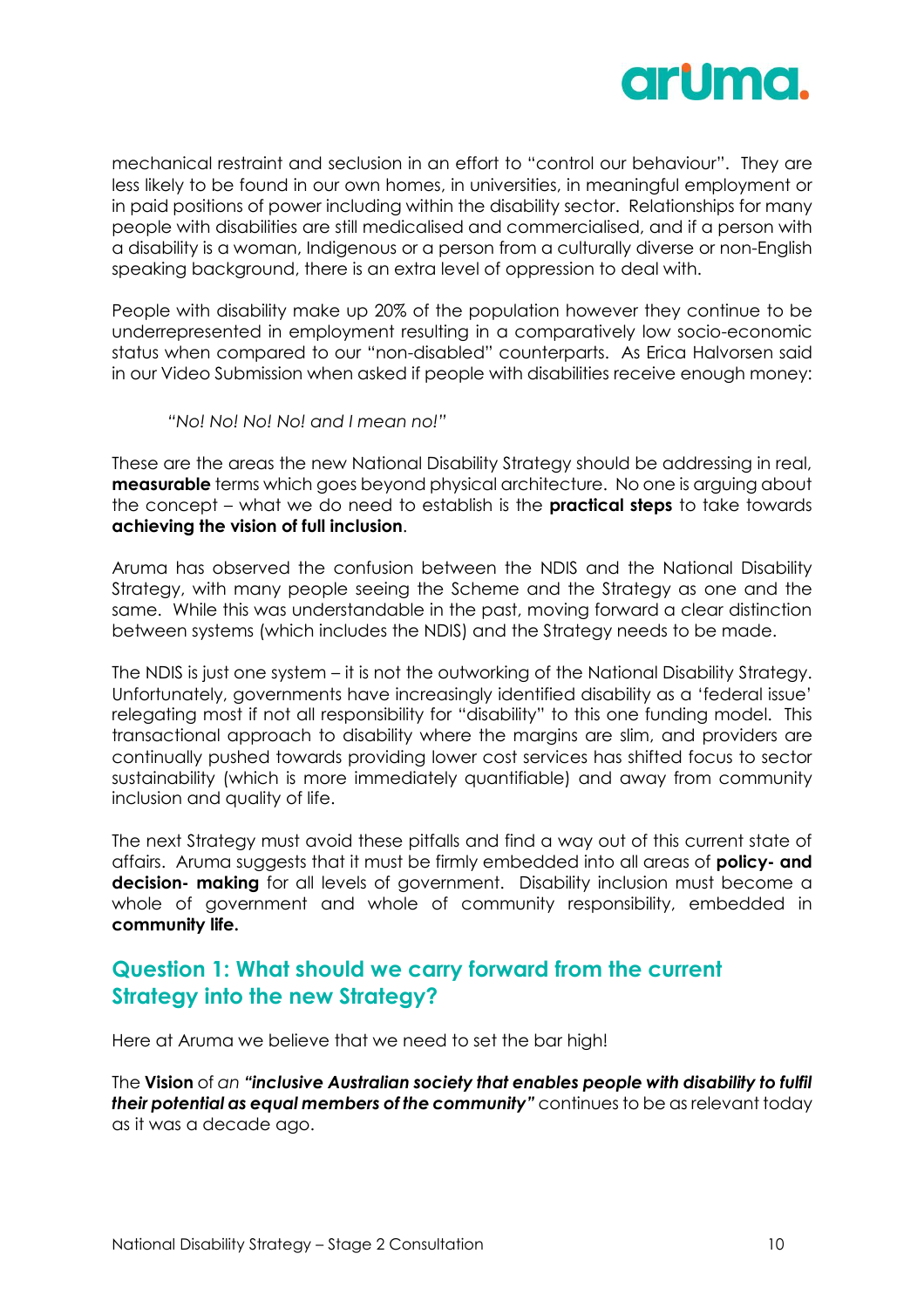mechanical restraint and seclusion in an effort to "control our behaviour". They are less likely to be found in our own homes, in universities, in meaningful employment or in paid positions of power including within the disability sector. Relationships for many people with disabilities are still medicalised and commercialised, and if a person with a disability is a woman, Indigenous or a person from a culturally diverse or non-English speaking background, there is an extra level of oppression to deal with.

People with disability make up 20% of the population however they continue to be underrepresented in employment resulting in a comparatively low socio-economic status when compared to our "non-disabled" counterparts. As Erica Halvorsen said in our Video Submission when asked if people with disabilities receive enough money:

> *"No! No! No! No! and I mean no!"*

These are the areas the new National Disability Strategy should be addressing in real, **measurable** terms which goes beyond physical architecture. No one is arguing about the concept – what we do need to establish is the **practical steps** to take towards **achieving the vision of full inclusion**.

Aruma has observed the confusion between the NDIS and the National Disability Strategy, with many people seeing the Scheme and the Strategy as one and the same. While this was understandable in the past, moving forward a clear distinction between systems (which includes the NDIS) and the Strategy needs to be made.

The NDIS is just one system – it is not the outworking of the National Disability Strategy. Unfortunately, governments have increasingly identified disability as a 'federal issue' relegating most if not all responsibility for "disability" to this one funding model. This transactional approach to disability where the margins are slim, and providers are continually pushed towards providing lower cost services has shifted focus to sector sustainability (which is more immediately quantifiable) and away from community inclusion and quality of life.

The next Strategy must avoid these pitfalls and find a way out of this current state of affairs. Aruma suggests that it must be firmly embedded into all areas of **policy- and decision- making** for all levels of government. Disability inclusion must become a whole of government and whole of community responsibility, embedded in **community life.**

## Question 1: What should we carry forward from the current Strategy into the new Strategy?

Here at Aruma we believe that we need to set the bar high!

The **Vision** of *an* ***"inclusive Australian society that enables people with disability to fulfil their potential as equal members of the community"*** continues to be as relevant today as it was a decade ago.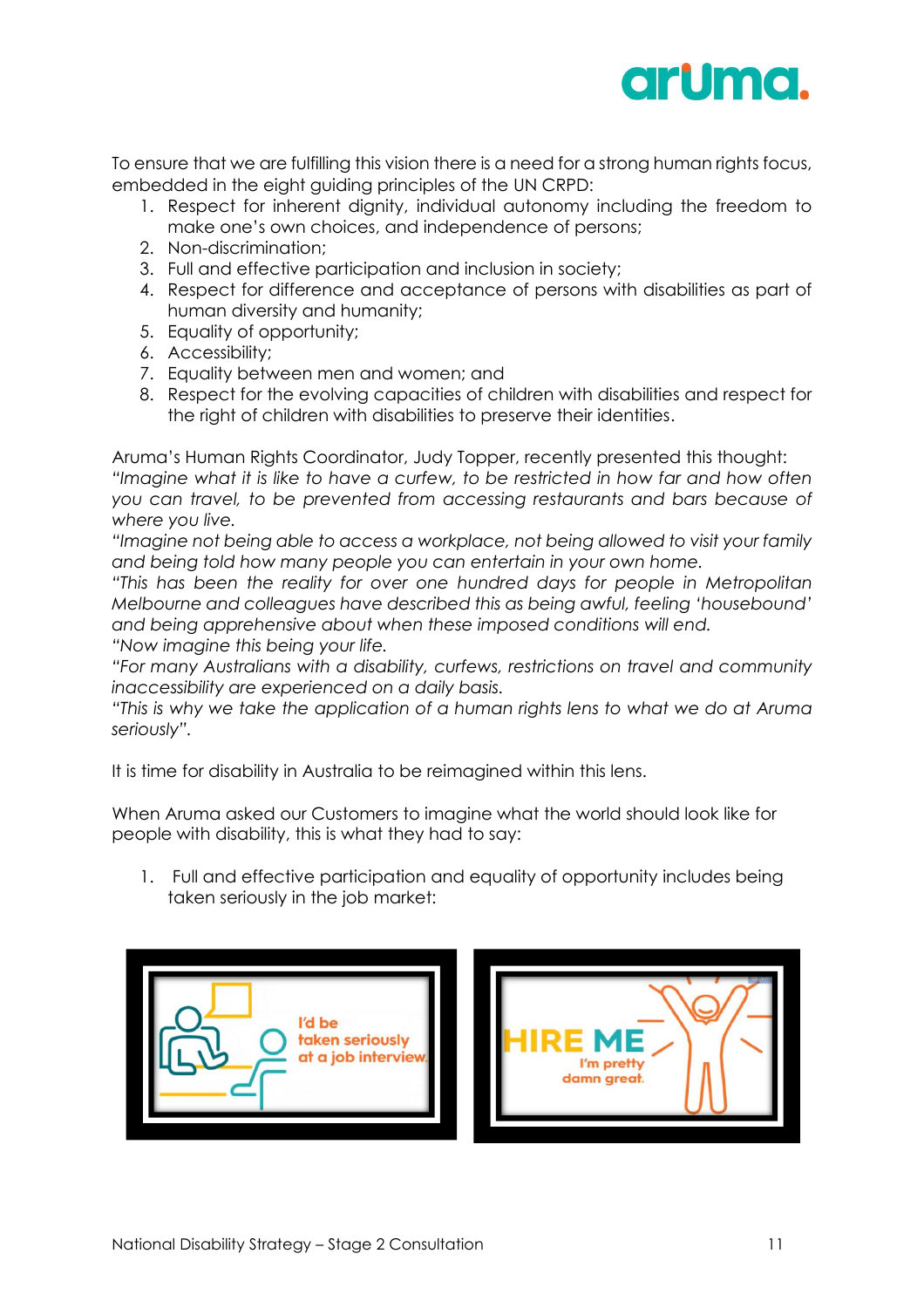To ensure that we are fulfilling this vision there is a need for a strong human rights focus, embedded in the eight guiding principles of the UN CRPD:

1. Respect for inherent dignity, individual autonomy including the freedom to make one's own choices, and independence of persons;
2. Non-discrimination;
3. Full and effective participation and inclusion in society;
4. Respect for difference and acceptance of persons with disabilities as part of human diversity and humanity;
5. Equality of opportunity;
6. Accessibility;
7. Equality between men and women; and
8. Respect for the evolving capacities of children with disabilities and respect for the right of children with disabilities to preserve their identities.

Aruma's Human Rights Coordinator, Judy Topper, recently presented this thought:
*"Imagine what it is like to have a curfew, to be restricted in how far and how often you can travel, to be prevented from accessing restaurants and bars because of where you live.*
*"Imagine not being able to access a workplace, not being allowed to visit your family and being told how many people you can entertain in your own home.*
*"This has been the reality for over one hundred days for people in Metropolitan Melbourne and colleagues have described this as being awful, feeling 'housebound' and being apprehensive about when these imposed conditions will end.*
*"Now imagine this being your life.*
*"For many Australians with a disability, curfews, restrictions on travel and community inaccessibility are experienced on a daily basis.*
*"This is why we take the application of a human rights lens to what we do at Aruma seriously".*

It is time for disability in Australia to be reimagined within this lens.

When Aruma asked our Customers to imagine what the world should look like for people with disability, this is what they had to say:

1. Full and effective participation and equality of opportunity includes being taken seriously in the job market: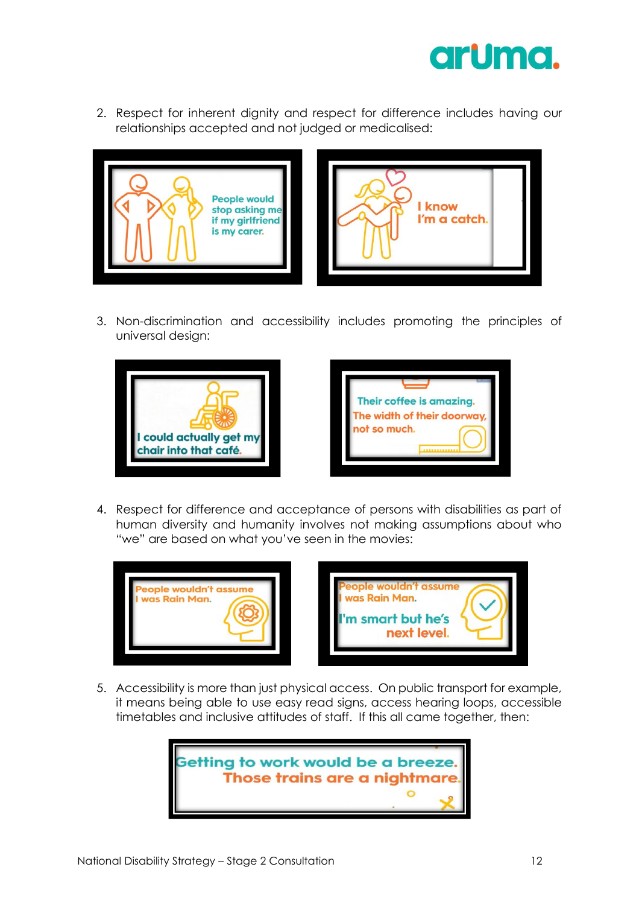2. Respect for inherent dignity and respect for difference includes having our relationships accepted and not judged or medicalised:

People would stop asking me if my girlfriend is my carer.

I know I'm a catch.

3. Non-discrimination and accessibility includes promoting the principles of universal design:

I could actually get my chair into that café.

Their coffee is amazing. The width of their doorway, not so much.

4. Respect for difference and acceptance of persons with disabilities as part of human diversity and humanity involves not making assumptions about who "we" are based on what you've seen in the movies:

People wouldn't assume I was Rain Man.

People wouldn't assume I was Rain Man. I'm smart but he's next level.

5. Accessibility is more than just physical access. On public transport for example, it means being able to use easy read signs, access hearing loops, accessible timetables and inclusive attitudes of staff. If this all came together, then:

Getting to work would be a breeze. Those trains are a nightmare.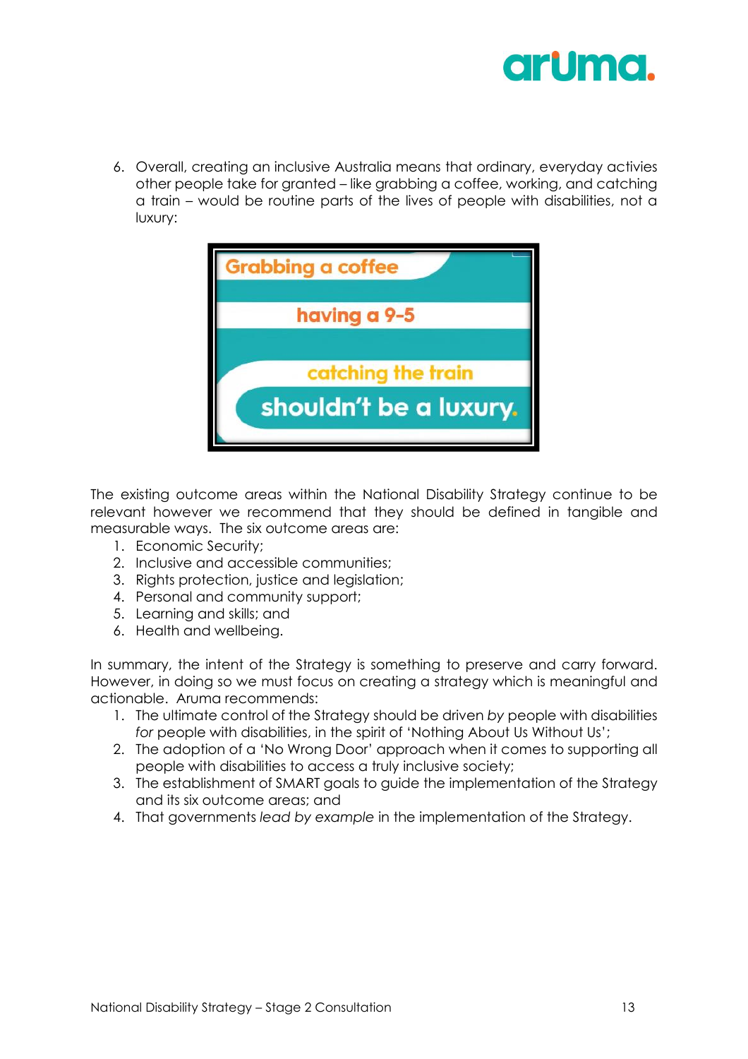6. Overall, creating an inclusive Australia means that ordinary, everyday activies other people take for granted – like grabbing a coffee, working, and catching a train – would be routine parts of the lives of people with disabilities, not a luxury:

Grabbing a coffee

having a 9-5

catching the train

shouldn't be a luxury.

The existing outcome areas within the National Disability Strategy continue to be relevant however we recommend that they should be defined in tangible and measurable ways. The six outcome areas are:

1. Economic Security;
2. Inclusive and accessible communities;
3. Rights protection, justice and legislation;
4. Personal and community support;
5. Learning and skills; and
6. Health and wellbeing.

In summary, the intent of the Strategy is something to preserve and carry forward. However, in doing so we must focus on creating a strategy which is meaningful and actionable. Aruma recommends:

1. The ultimate control of the Strategy should be driven *by* people with disabilities *for* people with disabilities, in the spirit of 'Nothing About Us Without Us';
2. The adoption of a 'No Wrong Door' approach when it comes to supporting all people with disabilities to access a truly inclusive society;
3. The establishment of SMART goals to guide the implementation of the Strategy and its six outcome areas; and
4. That governments *lead by example* in the implementation of the Strategy.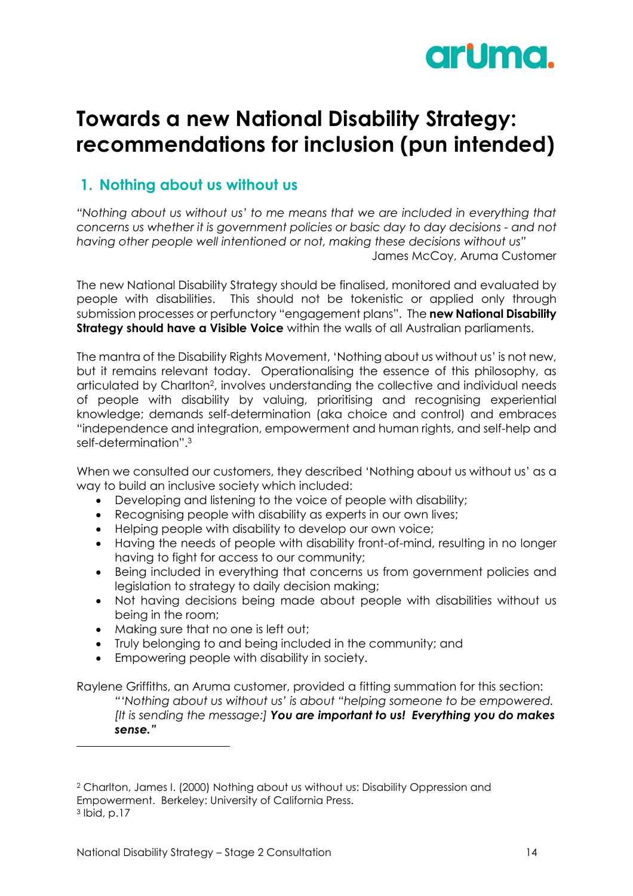aruma.

# Towards a new National Disability Strategy: recommendations for inclusion (pun intended)

## 1. Nothing about us without us

*"Nothing about us without us' to me means that we are included in everything that concerns us whether it is government policies or basic day to day decisions - and not having other people well intentioned or not, making these decisions without us"*

James McCoy, Aruma Customer

The new National Disability Strategy should be finalised, monitored and evaluated by people with disabilities. This should not be tokenistic or applied only through submission processes or perfunctory "engagement plans". The **new National Disability Strategy should have a Visible Voice** within the walls of all Australian parliaments.

The mantra of the Disability Rights Movement, 'Nothing about us without us' is not new, but it remains relevant today. Operationalising the essence of this philosophy, as articulated by Charlton[2], involves understanding the collective and individual needs of people with disability by valuing, prioritising and recognising experiential knowledge; demands self-determination (aka choice and control) and embraces "independence and integration, empowerment and human rights, and self-help and self-determination".[3]

When we consulted our customers, they described 'Nothing about us without us' as a way to build an inclusive society which included:

- Developing and listening to the voice of people with disability;
- Recognising people with disability as experts in our own lives;
- Helping people with disability to develop our own voice;
- Having the needs of people with disability front-of-mind, resulting in no longer having to fight for access to our community;
- Being included in everything that concerns us from government policies and legislation to strategy to daily decision making;
- Not having decisions being made about people with disabilities without us being in the room;
- Making sure that no one is left out;
- Truly belonging to and being included in the community; and
- Empowering people with disability in society.

Raylene Griffiths, an Aruma customer, provided a fitting summation for this section:

> *"'Nothing about us without us' is about "helping someone to be empowered. [It is sending the message:]* ***You are important to us! Everything you do makes sense."***

---

[2] Charlton, James I. (2000) Nothing about us without us: Disability Oppression and Empowerment. Berkeley: University of California Press.

[3] Ibid, p.17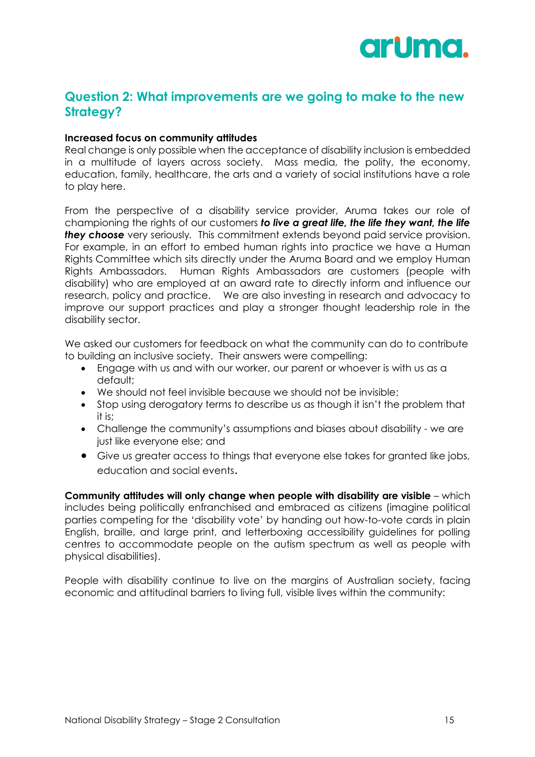## Question 2: What improvements are we going to make to the new Strategy?

**Increased focus on community attitudes**

Real change is only possible when the acceptance of disability inclusion is embedded in a multitude of layers across society. Mass media, the polity, the economy, education, family, healthcare, the arts and a variety of social institutions have a role to play here.

From the perspective of a disability service provider, Aruma takes our role of championing the rights of our customers ***to live a great life, the life they want, the life they choose*** very seriously. This commitment extends beyond paid service provision. For example, in an effort to embed human rights into practice we have a Human Rights Committee which sits directly under the Aruma Board and we employ Human Rights Ambassadors. Human Rights Ambassadors are customers (people with disability) who are employed at an award rate to directly inform and influence our research, policy and practice. We are also investing in research and advocacy to improve our support practices and play a stronger thought leadership role in the disability sector.

We asked our customers for feedback on what the community can do to contribute to building an inclusive society. Their answers were compelling:

- Engage with us and with our worker, our parent or whoever is with us as a default;
- We should not feel invisible because we should not be invisible;
- Stop using derogatory terms to describe us as though it isn't the problem that it is;
- Challenge the community's assumptions and biases about disability - we are just like everyone else; and
- Give us greater access to things that everyone else takes for granted like jobs, education and social events.

**Community attitudes will only change when people with disability are visible** – which includes being politically enfranchised and embraced as citizens (imagine political parties competing for the 'disability vote' by handing out how-to-vote cards in plain English, braille, and large print, and letterboxing accessibility guidelines for polling centres to accommodate people on the autism spectrum as well as people with physical disabilities).

People with disability continue to live on the margins of Australian society, facing economic and attitudinal barriers to living full, visible lives within the community: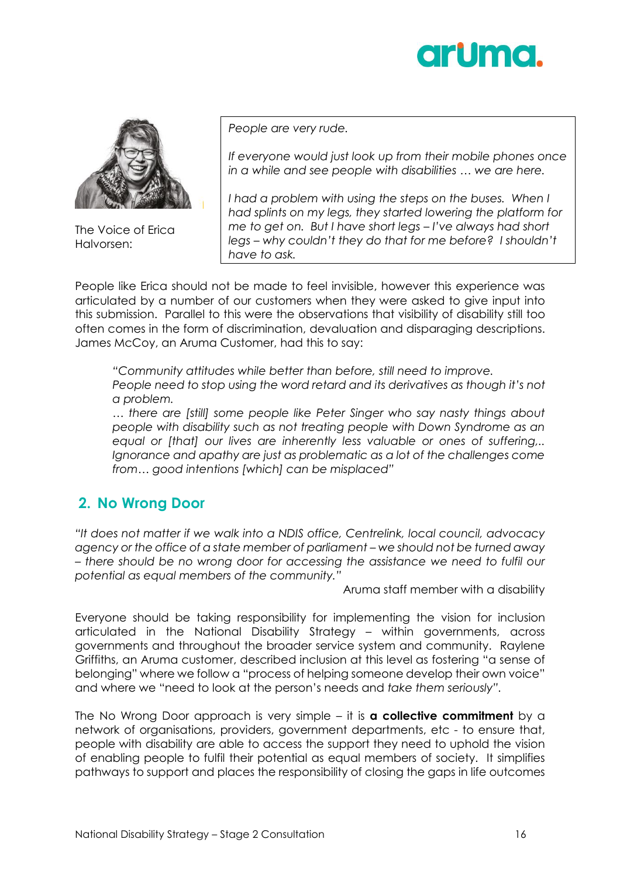The Voice of Erica Halvorsen:

> *People are very rude.*
>
> *If everyone would just look up from their mobile phones once in a while and see people with disabilities … we are here.*
>
> *I had a problem with using the steps on the buses. When I had splints on my legs, they started lowering the platform for me to get on. But I have short legs – I've always had short legs – why couldn't they do that for me before? I shouldn't have to ask.*

People like Erica should not be made to feel invisible, however this experience was articulated by a number of our customers when they were asked to give input into this submission. Parallel to this were the observations that visibility of disability still too often comes in the form of discrimination, devaluation and disparaging descriptions. James McCoy, an Aruma Customer, had this to say:

> *"Community attitudes while better than before, still need to improve.*
> *People need to stop using the word retard and its derivatives as though it's not a problem.*
> *… there are [still] some people like Peter Singer who say nasty things about people with disability such as not treating people with Down Syndrome as an equal or [that] our lives are inherently less valuable or ones of suffering,.. Ignorance and apathy are just as problematic as a lot of the challenges come from… good intentions [which] can be misplaced"*

## 2. No Wrong Door

*"It does not matter if we walk into a NDIS office, Centrelink, local council, advocacy agency or the office of a state member of parliament – we should not be turned away – there should be no wrong door for accessing the assistance we need to fulfil our potential as equal members of the community."*

Aruma staff member with a disability

Everyone should be taking responsibility for implementing the vision for inclusion articulated in the National Disability Strategy – within governments, across governments and throughout the broader service system and community. Raylene Griffiths, an Aruma customer, described inclusion at this level as fostering "a sense of belonging" where we follow a "process of helping someone develop their own voice" and where we "need to look at the person's needs and *take them seriously*".

The No Wrong Door approach is very simple – it is **a collective commitment** by a network of organisations, providers, government departments, etc - to ensure that, people with disability are able to access the support they need to uphold the vision of enabling people to fulfil their potential as equal members of society. It simplifies pathways to support and places the responsibility of closing the gaps in life outcomes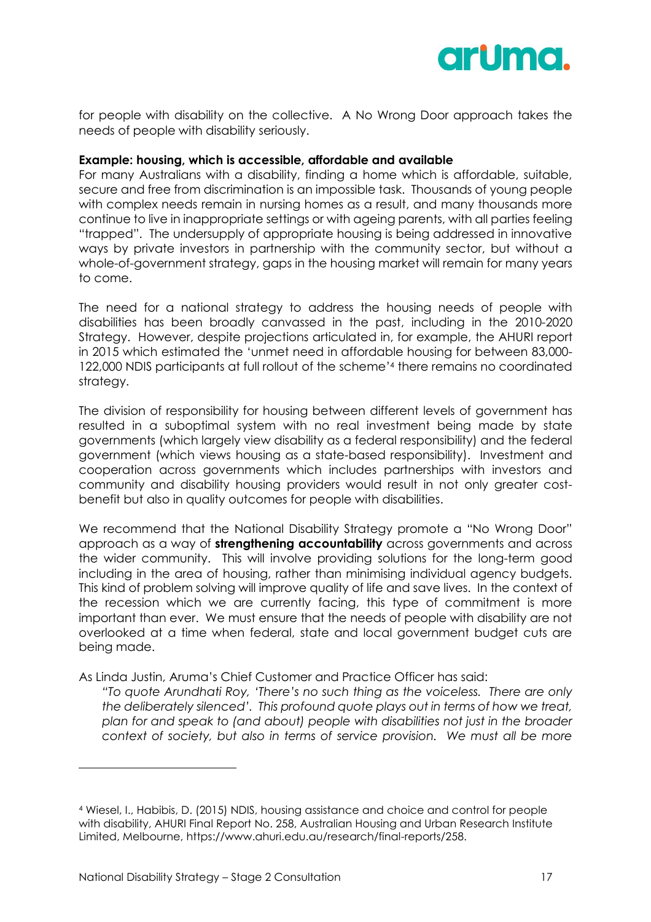for people with disability on the collective. A No Wrong Door approach takes the needs of people with disability seriously.

**Example: housing, which is accessible, affordable and available**

For many Australians with a disability, finding a home which is affordable, suitable, secure and free from discrimination is an impossible task. Thousands of young people with complex needs remain in nursing homes as a result, and many thousands more continue to live in inappropriate settings or with ageing parents, with all parties feeling "trapped". The undersupply of appropriate housing is being addressed in innovative ways by private investors in partnership with the community sector, but without a whole-of-government strategy, gaps in the housing market will remain for many years to come.

The need for a national strategy to address the housing needs of people with disabilities has been broadly canvassed in the past, including in the 2010-2020 Strategy. However, despite projections articulated in, for example, the AHURI report in 2015 which estimated the 'unmet need in affordable housing for between 83,000-122,000 NDIS participants at full rollout of the scheme'[4] there remains no coordinated strategy.

The division of responsibility for housing between different levels of government has resulted in a suboptimal system with no real investment being made by state governments (which largely view disability as a federal responsibility) and the federal government (which views housing as a state-based responsibility). Investment and cooperation across governments which includes partnerships with investors and community and disability housing providers would result in not only greater cost-benefit but also in quality outcomes for people with disabilities.

We recommend that the National Disability Strategy promote a "No Wrong Door" approach as a way of **strengthening accountability** across governments and across the wider community. This will involve providing solutions for the long-term good including in the area of housing, rather than minimising individual agency budgets. This kind of problem solving will improve quality of life and save lives. In the context of the recession which we are currently facing, this type of commitment is more important than ever. We must ensure that the needs of people with disability are not overlooked at a time when federal, state and local government budget cuts are being made.

As Linda Justin, Aruma's Chief Customer and Practice Officer has said:

> *"To quote Arundhati Roy, 'There's no such thing as the voiceless. There are only the deliberately silenced'. This profound quote plays out in terms of how we treat, plan for and speak to (and about) people with disabilities not just in the broader context of society, but also in terms of service provision. We must all be more*

---

[4] Wiesel, I., Habibis, D. (2015) NDIS, housing assistance and choice and control for people with disability, AHURI Final Report No. 258, Australian Housing and Urban Research Institute Limited, Melbourne, https://www.ahuri.edu.au/research/final-reports/258.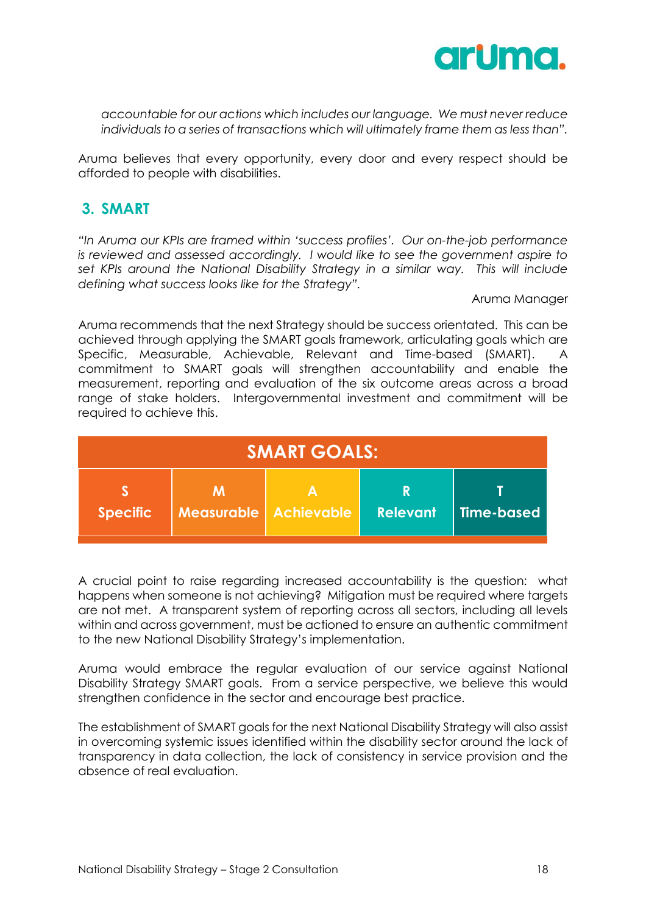*accountable for our actions which includes our language. We must never reduce individuals to a series of transactions which will ultimately frame them as less than".*

Aruma believes that every opportunity, every door and every respect should be afforded to people with disabilities.

## 3. SMART

*"In Aruma our KPIs are framed within 'success profiles'. Our on-the-job performance is reviewed and assessed accordingly. I would like to see the government aspire to set KPIs around the National Disability Strategy in a similar way. This will include defining what success looks like for the Strategy".*

Aruma Manager

Aruma recommends that the next Strategy should be success orientated. This can be achieved through applying the SMART goals framework, articulating goals which are Specific, Measurable, Achievable, Relevant and Time-based (SMART). A commitment to SMART goals will strengthen accountability and enable the measurement, reporting and evaluation of the six outcome areas across a broad range of stake holders. Intergovernmental investment and commitment will be required to achieve this.

| SMART GOALS: | | | | |
|---|---|---|---|---|
| S<br>Specific | M<br>Measurable | A<br>Achievable | R<br>Relevant | T<br>Time-based |

A crucial point to raise regarding increased accountability is the question: what happens when someone is not achieving? Mitigation must be required where targets are not met. A transparent system of reporting across all sectors, including all levels within and across government, must be actioned to ensure an authentic commitment to the new National Disability Strategy's implementation.

Aruma would embrace the regular evaluation of our service against National Disability Strategy SMART goals. From a service perspective, we believe this would strengthen confidence in the sector and encourage best practice.

The establishment of SMART goals for the next National Disability Strategy will also assist in overcoming systemic issues identified within the disability sector around the lack of transparency in data collection, the lack of consistency in service provision and the absence of real evaluation.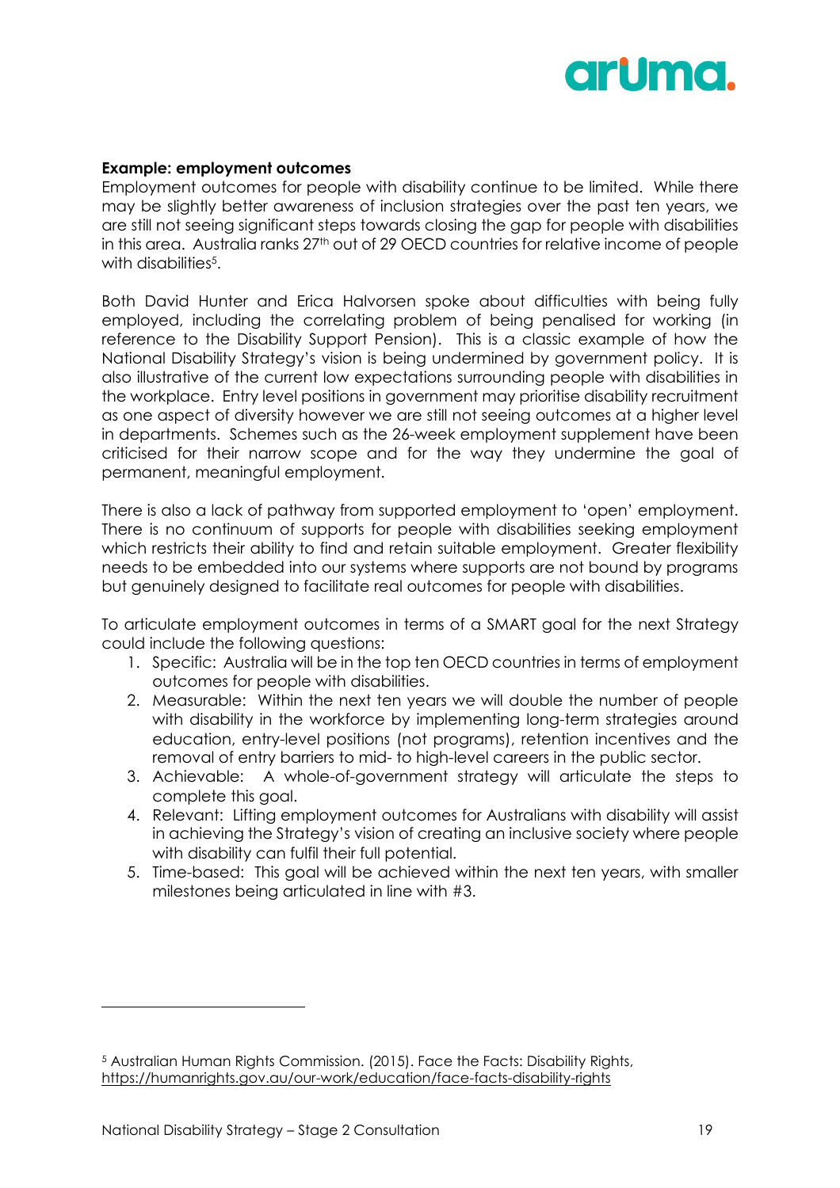**Example: employment outcomes**

Employment outcomes for people with disability continue to be limited. While there may be slightly better awareness of inclusion strategies over the past ten years, we are still not seeing significant steps towards closing the gap for people with disabilities in this area. Australia ranks 27th out of 29 OECD countries for relative income of people with disabilities[5].

Both David Hunter and Erica Halvorsen spoke about difficulties with being fully employed, including the correlating problem of being penalised for working (in reference to the Disability Support Pension). This is a classic example of how the National Disability Strategy's vision is being undermined by government policy. It is also illustrative of the current low expectations surrounding people with disabilities in the workplace. Entry level positions in government may prioritise disability recruitment as one aspect of diversity however we are still not seeing outcomes at a higher level in departments. Schemes such as the 26-week employment supplement have been criticised for their narrow scope and for the way they undermine the goal of permanent, meaningful employment.

There is also a lack of pathway from supported employment to 'open' employment. There is no continuum of supports for people with disabilities seeking employment which restricts their ability to find and retain suitable employment. Greater flexibility needs to be embedded into our systems where supports are not bound by programs but genuinely designed to facilitate real outcomes for people with disabilities.

To articulate employment outcomes in terms of a SMART goal for the next Strategy could include the following questions:

1. Specific: Australia will be in the top ten OECD countries in terms of employment outcomes for people with disabilities.
2. Measurable: Within the next ten years we will double the number of people with disability in the workforce by implementing long-term strategies around education, entry-level positions (not programs), retention incentives and the removal of entry barriers to mid- to high-level careers in the public sector.
3. Achievable: A whole-of-government strategy will articulate the steps to complete this goal.
4. Relevant: Lifting employment outcomes for Australians with disability will assist in achieving the Strategy's vision of creating an inclusive society where people with disability can fulfil their full potential.
5. Time-based: This goal will be achieved within the next ten years, with smaller milestones being articulated in line with #3.

---

[5] Australian Human Rights Commission. (2015). Face the Facts: Disability Rights, https://humanrights.gov.au/our-work/education/face-facts-disability-rights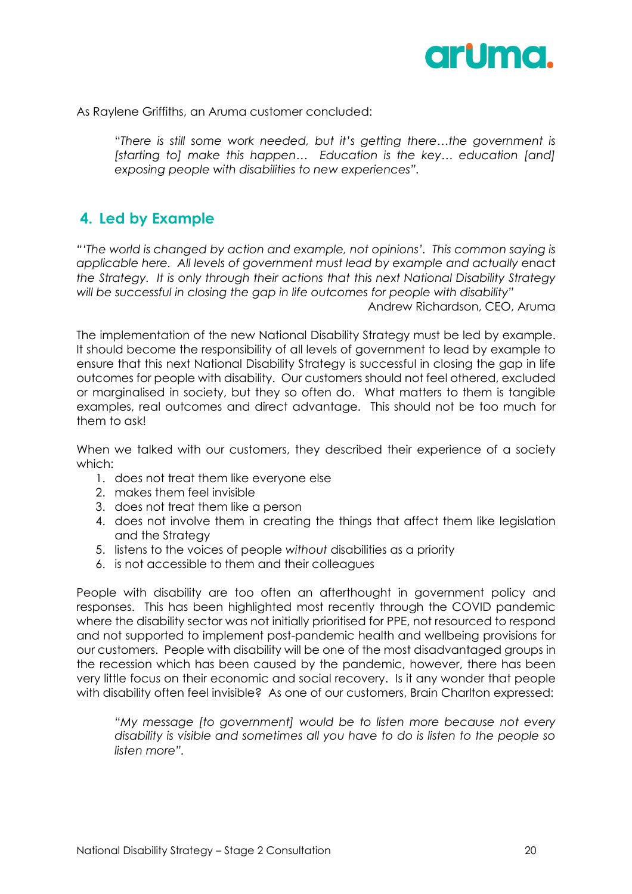As Raylene Griffiths, an Aruma customer concluded:

> *"There is still some work needed, but it's getting there…the government is [starting to] make this happen… Education is the key… education [and] exposing people with disabilities to new experiences".*

## 4. Led by Example

*"'The world is changed by action and example, not opinions'. This common saying is applicable here. All levels of government must lead by example and actually* enact *the Strategy. It is only through their actions that this next National Disability Strategy will be successful in closing the gap in life outcomes for people with disability"*

Andrew Richardson, CEO, Aruma

The implementation of the new National Disability Strategy must be led by example. It should become the responsibility of all levels of government to lead by example to ensure that this next National Disability Strategy is successful in closing the gap in life outcomes for people with disability. Our customers should not feel othered, excluded or marginalised in society, but they so often do. What matters to them is tangible examples, real outcomes and direct advantage. This should not be too much for them to ask!

When we talked with our customers, they described their experience of a society which:

1. does not treat them like everyone else
2. makes them feel invisible
3. does not treat them like a person
4. does not involve them in creating the things that affect them like legislation and the Strategy
5. listens to the voices of people *without* disabilities as a priority
6. is not accessible to them and their colleagues

People with disability are too often an afterthought in government policy and responses. This has been highlighted most recently through the COVID pandemic where the disability sector was not initially prioritised for PPE, not resourced to respond and not supported to implement post-pandemic health and wellbeing provisions for our customers. People with disability will be one of the most disadvantaged groups in the recession which has been caused by the pandemic, however, there has been very little focus on their economic and social recovery. Is it any wonder that people with disability often feel invisible? As one of our customers, Brain Charlton expressed:

> *"My message [to government] would be to listen more because not every disability is visible and sometimes all you have to do is listen to the people so listen more".*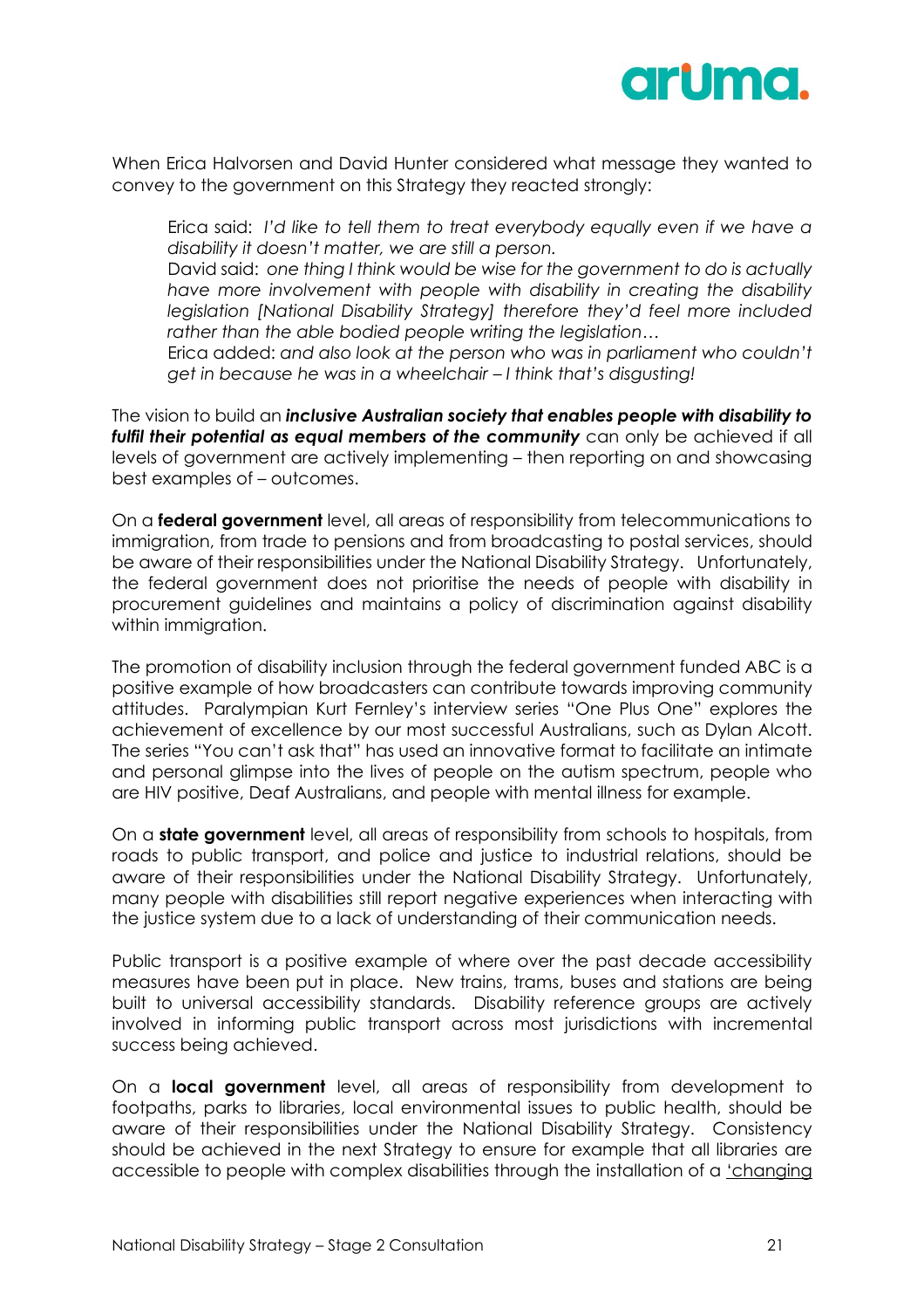When Erica Halvorsen and David Hunter considered what message they wanted to convey to the government on this Strategy they reacted strongly:

> Erica said: *I'd like to tell them to treat everybody equally even if we have a disability it doesn't matter, we are still a person.*
> David said: *one thing I think would be wise for the government to do is actually have more involvement with people with disability in creating the disability legislation [National Disability Strategy] therefore they'd feel more included rather than the able bodied people writing the legislation…*
> Erica added: *and also look at the person who was in parliament who couldn't get in because he was in a wheelchair – I think that's disgusting!*

The vision to build an ***inclusive Australian society that enables people with disability to fulfil their potential as equal members of the community*** can only be achieved if all levels of government are actively implementing – then reporting on and showcasing best examples of – outcomes.

On a **federal government** level, all areas of responsibility from telecommunications to immigration, from trade to pensions and from broadcasting to postal services, should be aware of their responsibilities under the National Disability Strategy. Unfortunately, the federal government does not prioritise the needs of people with disability in procurement guidelines and maintains a policy of discrimination against disability within immigration.

The promotion of disability inclusion through the federal government funded ABC is a positive example of how broadcasters can contribute towards improving community attitudes. Paralympian Kurt Fernley's interview series "One Plus One" explores the achievement of excellence by our most successful Australians, such as Dylan Alcott. The series "You can't ask that" has used an innovative format to facilitate an intimate and personal glimpse into the lives of people on the autism spectrum, people who are HIV positive, Deaf Australians, and people with mental illness for example.

On a **state government** level, all areas of responsibility from schools to hospitals, from roads to public transport, and police and justice to industrial relations, should be aware of their responsibilities under the National Disability Strategy. Unfortunately, many people with disabilities still report negative experiences when interacting with the justice system due to a lack of understanding of their communication needs.

Public transport is a positive example of where over the past decade accessibility measures have been put in place. New trains, trams, buses and stations are being built to universal accessibility standards. Disability reference groups are actively involved in informing public transport across most jurisdictions with incremental success being achieved.

On a **local government** level, all areas of responsibility from development to footpaths, parks to libraries, local environmental issues to public health, should be aware of their responsibilities under the National Disability Strategy. Consistency should be achieved in the next Strategy to ensure for example that all libraries are accessible to people with complex disabilities through the installation of a 'changing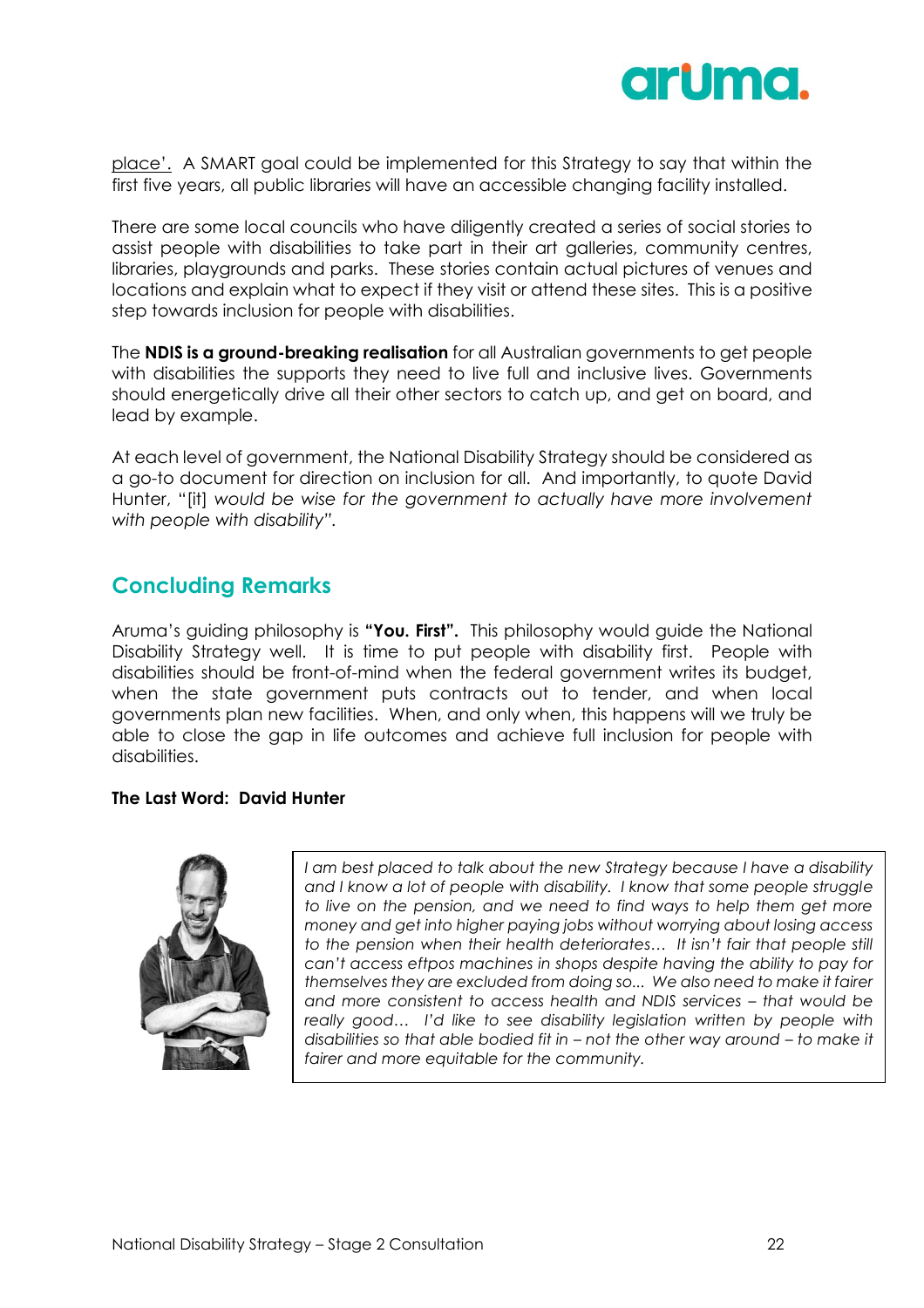place'. A SMART goal could be implemented for this Strategy to say that within the first five years, all public libraries will have an accessible changing facility installed.

There are some local councils who have diligently created a series of social stories to assist people with disabilities to take part in their art galleries, community centres, libraries, playgrounds and parks. These stories contain actual pictures of venues and locations and explain what to expect if they visit or attend these sites. This is a positive step towards inclusion for people with disabilities.

The **NDIS is a ground-breaking realisation** for all Australian governments to get people with disabilities the supports they need to live full and inclusive lives. Governments should energetically drive all their other sectors to catch up, and get on board, and lead by example.

At each level of government, the National Disability Strategy should be considered as a go-to document for direction on inclusion for all. And importantly, to quote David Hunter, "[it] *would be wise for the government to actually have more involvement with people with disability".*

## Concluding Remarks

Aruma's guiding philosophy is **"You. First".** This philosophy would guide the National Disability Strategy well. It is time to put people with disability first. People with disabilities should be front-of-mind when the federal government writes its budget, when the state government puts contracts out to tender, and when local governments plan new facilities. When, and only when, this happens will we truly be able to close the gap in life outcomes and achieve full inclusion for people with disabilities.

**The Last Word: David Hunter**

*I am best placed to talk about the new Strategy because I have a disability and I know a lot of people with disability. I know that some people struggle to live on the pension, and we need to find ways to help them get more money and get into higher paying jobs without worrying about losing access to the pension when their health deteriorates… It isn't fair that people still can't access eftpos machines in shops despite having the ability to pay for themselves they are excluded from doing so... We also need to make it fairer and more consistent to access health and NDIS services – that would be really good… I'd like to see disability legislation written by people with disabilities so that able bodied fit in – not the other way around – to make it fairer and more equitable for the community.*